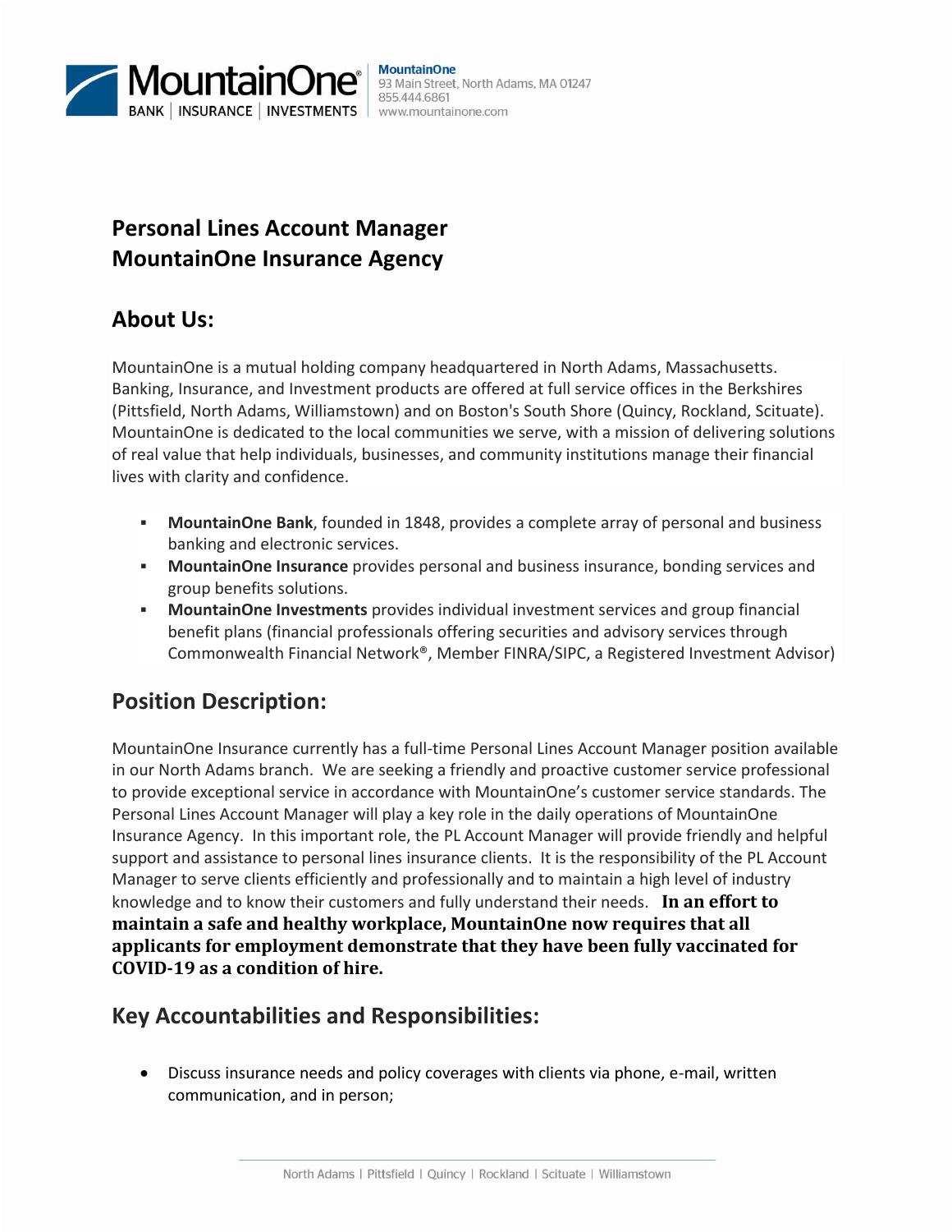MountainOne
93 Main Street, North Adams, MA 01247
855.444.6861
www.mountainone.com

# Personal Lines Account Manager
# MountainOne Insurance Agency

## About Us:

MountainOne is a mutual holding company headquartered in North Adams, Massachusetts. Banking, Insurance, and Investment products are offered at full service offices in the Berkshires (Pittsfield, North Adams, Williamstown) and on Boston's South Shore (Quincy, Rockland, Scituate). MountainOne is dedicated to the local communities we serve, with a mission of delivering solutions of real value that help individuals, businesses, and community institutions manage their financial lives with clarity and confidence.

- **MountainOne Bank**, founded in 1848, provides a complete array of personal and business banking and electronic services.
- **MountainOne Insurance** provides personal and business insurance, bonding services and group benefits solutions.
- **MountainOne Investments** provides individual investment services and group financial benefit plans (financial professionals offering securities and advisory services through Commonwealth Financial Network®, Member FINRA/SIPC, a Registered Investment Advisor)

## Position Description:

MountainOne Insurance currently has a full-time Personal Lines Account Manager position available in our North Adams branch. We are seeking a friendly and proactive customer service professional to provide exceptional service in accordance with MountainOne's customer service standards. The Personal Lines Account Manager will play a key role in the daily operations of MountainOne Insurance Agency. In this important role, the PL Account Manager will provide friendly and helpful support and assistance to personal lines insurance clients. It is the responsibility of the PL Account Manager to serve clients efficiently and professionally and to maintain a high level of industry knowledge and to know their customers and fully understand their needs. **In an effort to maintain a safe and healthy workplace, MountainOne now requires that all applicants for employment demonstrate that they have been fully vaccinated for COVID-19 as a condition of hire.**

## Key Accountabilities and Responsibilities:

- Discuss insurance needs and policy coverages with clients via phone, e-mail, written communication, and in person;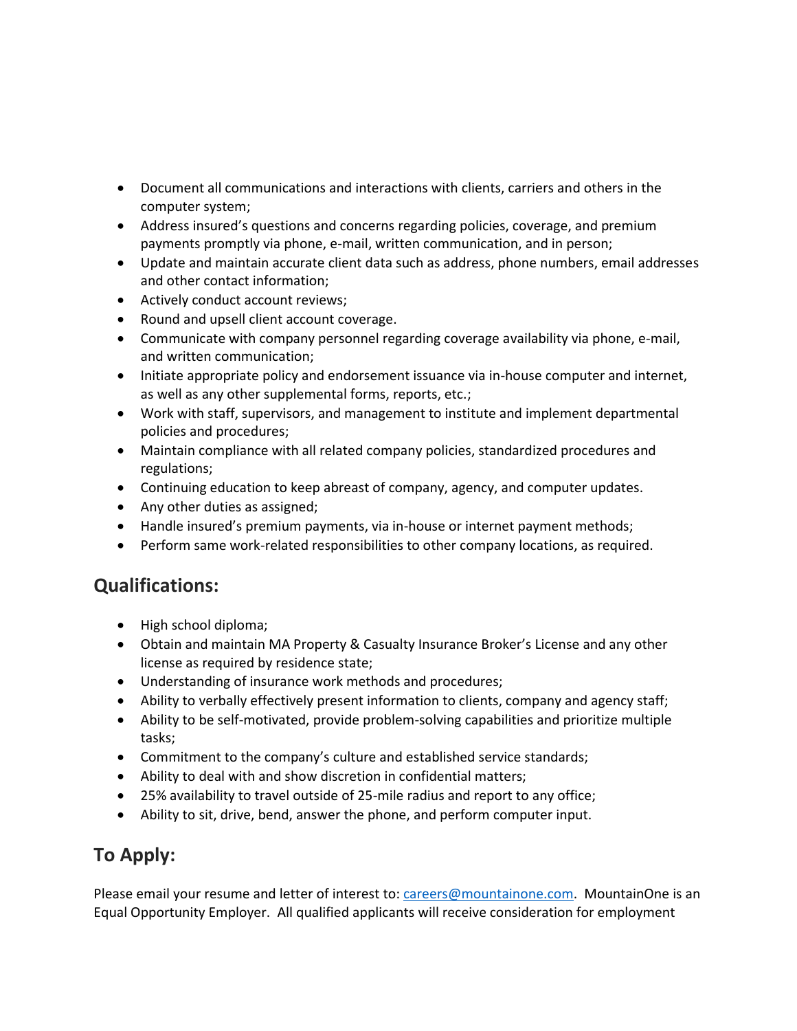- Document all communications and interactions with clients, carriers and others in the computer system;
- Address insured's questions and concerns regarding policies, coverage, and premium payments promptly via phone, e-mail, written communication, and in person;
- Update and maintain accurate client data such as address, phone numbers, email addresses and other contact information;
- Actively conduct account reviews;
- Round and upsell client account coverage.
- Communicate with company personnel regarding coverage availability via phone, e-mail, and written communication;
- Initiate appropriate policy and endorsement issuance via in-house computer and internet, as well as any other supplemental forms, reports, etc.;
- Work with staff, supervisors, and management to institute and implement departmental policies and procedures;
- Maintain compliance with all related company policies, standardized procedures and regulations;
- Continuing education to keep abreast of company, agency, and computer updates.
- Any other duties as assigned;
- Handle insured's premium payments, via in-house or internet payment methods;
- Perform same work-related responsibilities to other company locations, as required.

## Qualifications:

- High school diploma;
- Obtain and maintain MA Property & Casualty Insurance Broker's License and any other license as required by residence state;
- Understanding of insurance work methods and procedures;
- Ability to verbally effectively present information to clients, company and agency staff;
- Ability to be self-motivated, provide problem-solving capabilities and prioritize multiple tasks;
- Commitment to the company's culture and established service standards;
- Ability to deal with and show discretion in confidential matters;
- 25% availability to travel outside of 25-mile radius and report to any office;
- Ability to sit, drive, bend, answer the phone, and perform computer input.

## To Apply:

Please email your resume and letter of interest to: careers@mountainone.com. MountainOne is an Equal Opportunity Employer. All qualified applicants will receive consideration for employment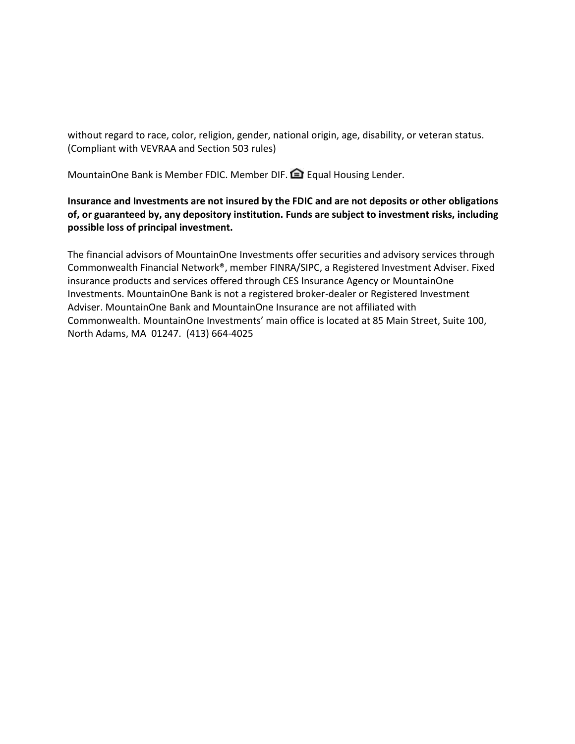without regard to race, color, religion, gender, national origin, age, disability, or veteran status. (Compliant with VEVRAA and Section 503 rules)

MountainOne Bank is Member FDIC. Member DIF. Equal Housing Lender.

**Insurance and Investments are not insured by the FDIC and are not deposits or other obligations of, or guaranteed by, any depository institution. Funds are subject to investment risks, including possible loss of principal investment.**

The financial advisors of MountainOne Investments offer securities and advisory services through Commonwealth Financial Network®, member FINRA/SIPC, a Registered Investment Adviser. Fixed insurance products and services offered through CES Insurance Agency or MountainOne Investments. MountainOne Bank is not a registered broker-dealer or Registered Investment Adviser. MountainOne Bank and MountainOne Insurance are not affiliated with Commonwealth. MountainOne Investments' main office is located at 85 Main Street, Suite 100, North Adams, MA 01247. (413) 664-4025